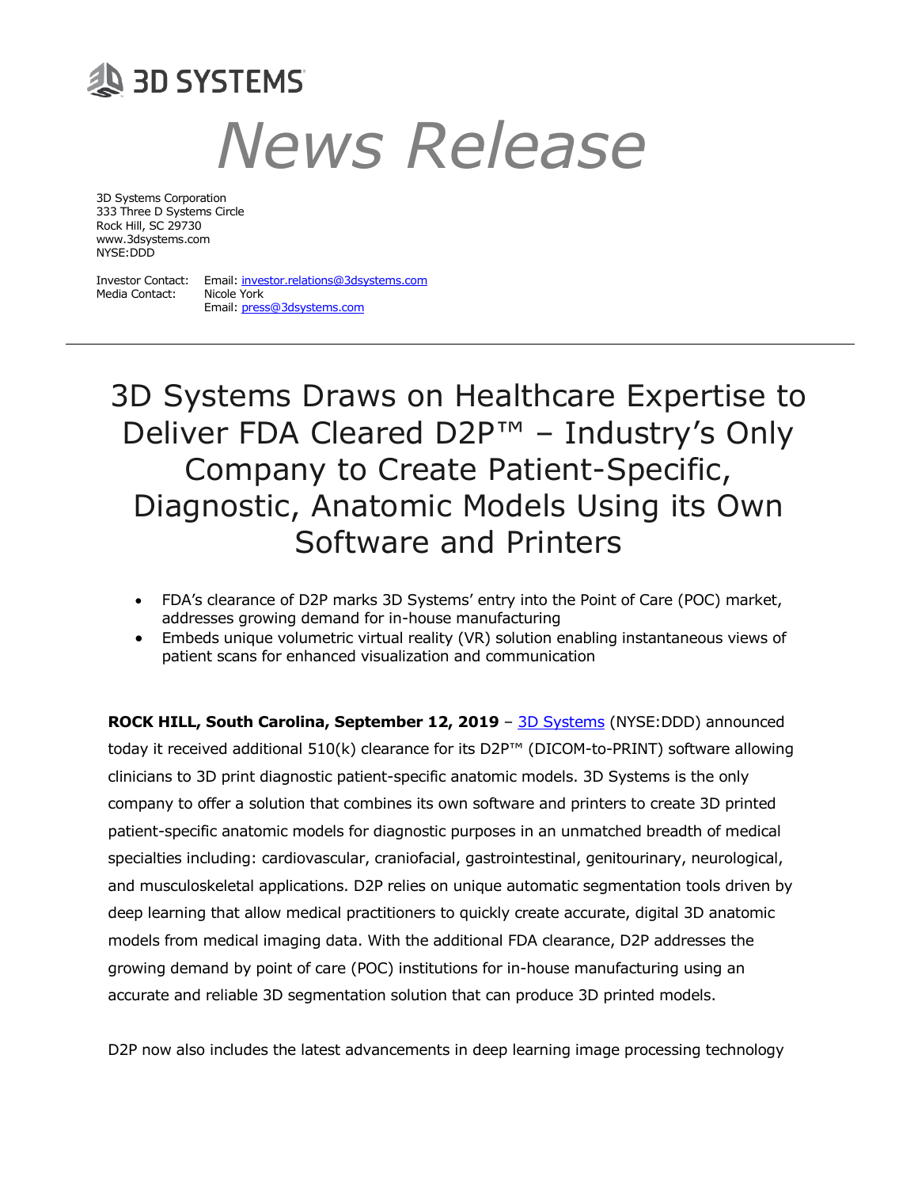3D SYSTEMS

# News Release

3D Systems Corporation
333 Three D Systems Circle
Rock Hill, SC 29730
www.3dsystems.com
NYSE:DDD

Investor Contact: Email: investor.relations@3dsystems.com
Media Contact: Nicole York
Email: press@3dsystems.com

---

## 3D Systems Draws on Healthcare Expertise to Deliver FDA Cleared D2P™ – Industry's Only Company to Create Patient-Specific, Diagnostic, Anatomic Models Using its Own Software and Printers

- FDA's clearance of D2P marks 3D Systems' entry into the Point of Care (POC) market, addresses growing demand for in-house manufacturing
- Embeds unique volumetric virtual reality (VR) solution enabling instantaneous views of patient scans for enhanced visualization and communication

**ROCK HILL, South Carolina, September 12, 2019** – 3D Systems (NYSE:DDD) announced today it received additional 510(k) clearance for its D2P™ (DICOM-to-PRINT) software allowing clinicians to 3D print diagnostic patient-specific anatomic models. 3D Systems is the only company to offer a solution that combines its own software and printers to create 3D printed patient-specific anatomic models for diagnostic purposes in an unmatched breadth of medical specialties including: cardiovascular, craniofacial, gastrointestinal, genitourinary, neurological, and musculoskeletal applications. D2P relies on unique automatic segmentation tools driven by deep learning that allow medical practitioners to quickly create accurate, digital 3D anatomic models from medical imaging data. With the additional FDA clearance, D2P addresses the growing demand by point of care (POC) institutions for in-house manufacturing using an accurate and reliable 3D segmentation solution that can produce 3D printed models.

D2P now also includes the latest advancements in deep learning image processing technology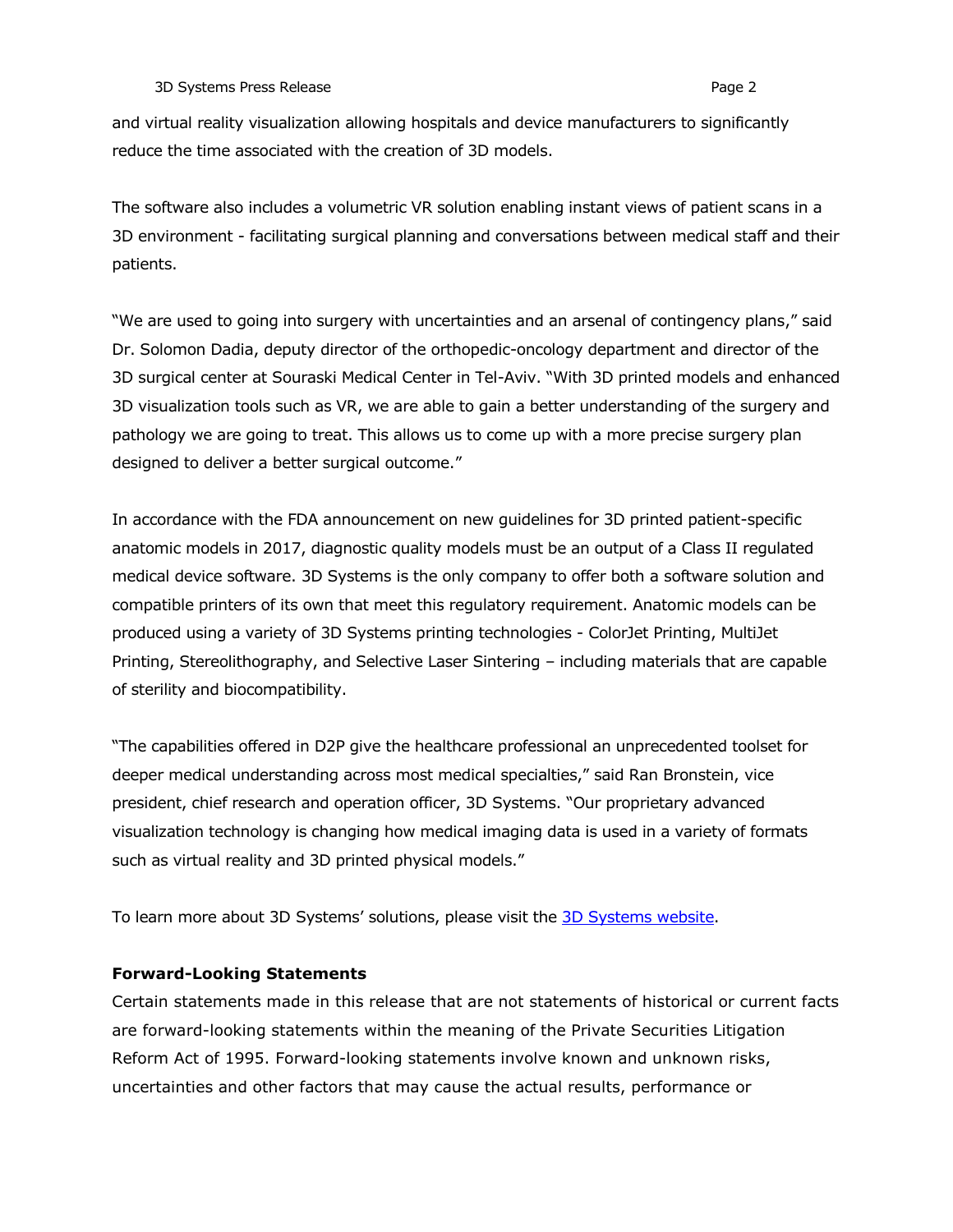and virtual reality visualization allowing hospitals and device manufacturers to significantly reduce the time associated with the creation of 3D models.

The software also includes a volumetric VR solution enabling instant views of patient scans in a 3D environment - facilitating surgical planning and conversations between medical staff and their patients.

"We are used to going into surgery with uncertainties and an arsenal of contingency plans," said Dr. Solomon Dadia, deputy director of the orthopedic-oncology department and director of the 3D surgical center at Souraski Medical Center in Tel-Aviv. "With 3D printed models and enhanced 3D visualization tools such as VR, we are able to gain a better understanding of the surgery and pathology we are going to treat. This allows us to come up with a more precise surgery plan designed to deliver a better surgical outcome."

In accordance with the FDA announcement on new guidelines for 3D printed patient-specific anatomic models in 2017, diagnostic quality models must be an output of a Class II regulated medical device software. 3D Systems is the only company to offer both a software solution and compatible printers of its own that meet this regulatory requirement. Anatomic models can be produced using a variety of 3D Systems printing technologies - ColorJet Printing, MultiJet Printing, Stereolithography, and Selective Laser Sintering – including materials that are capable of sterility and biocompatibility.

"The capabilities offered in D2P give the healthcare professional an unprecedented toolset for deeper medical understanding across most medical specialties," said Ran Bronstein, vice president, chief research and operation officer, 3D Systems. "Our proprietary advanced visualization technology is changing how medical imaging data is used in a variety of formats such as virtual reality and 3D printed physical models."

To learn more about 3D Systems' solutions, please visit the 3D Systems website.

**Forward-Looking Statements**

Certain statements made in this release that are not statements of historical or current facts are forward-looking statements within the meaning of the Private Securities Litigation Reform Act of 1995. Forward-looking statements involve known and unknown risks, uncertainties and other factors that may cause the actual results, performance or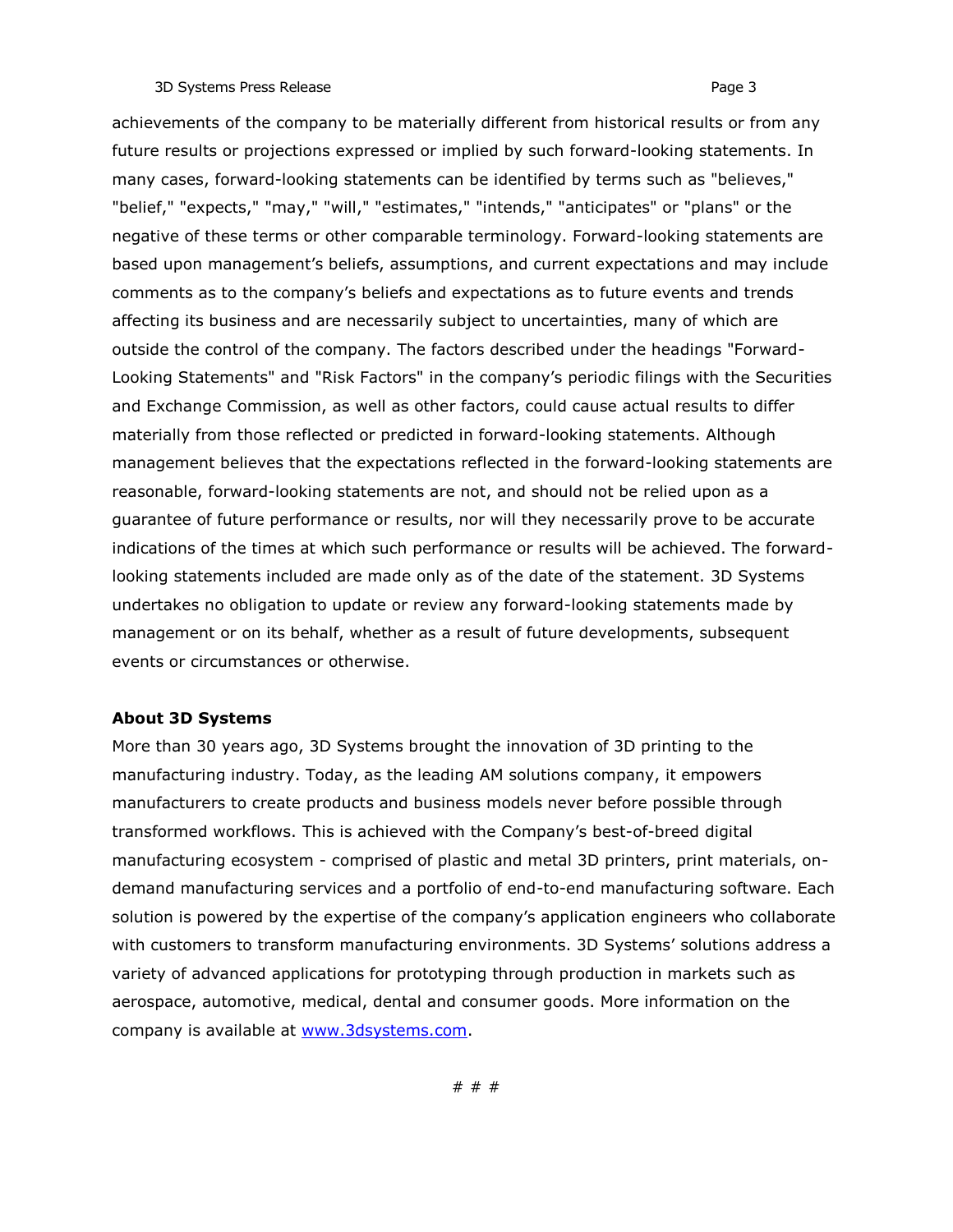achievements of the company to be materially different from historical results or from any future results or projections expressed or implied by such forward-looking statements. In many cases, forward-looking statements can be identified by terms such as "believes," "belief," "expects," "may," "will," "estimates," "intends," "anticipates" or "plans" or the negative of these terms or other comparable terminology. Forward-looking statements are based upon management's beliefs, assumptions, and current expectations and may include comments as to the company's beliefs and expectations as to future events and trends affecting its business and are necessarily subject to uncertainties, many of which are outside the control of the company. The factors described under the headings "Forward-Looking Statements" and "Risk Factors" in the company's periodic filings with the Securities and Exchange Commission, as well as other factors, could cause actual results to differ materially from those reflected or predicted in forward-looking statements. Although management believes that the expectations reflected in the forward-looking statements are reasonable, forward-looking statements are not, and should not be relied upon as a guarantee of future performance or results, nor will they necessarily prove to be accurate indications of the times at which such performance or results will be achieved. The forward-looking statements included are made only as of the date of the statement. 3D Systems undertakes no obligation to update or review any forward-looking statements made by management or on its behalf, whether as a result of future developments, subsequent events or circumstances or otherwise.

**About 3D Systems**

More than 30 years ago, 3D Systems brought the innovation of 3D printing to the manufacturing industry. Today, as the leading AM solutions company, it empowers manufacturers to create products and business models never before possible through transformed workflows. This is achieved with the Company's best-of-breed digital manufacturing ecosystem - comprised of plastic and metal 3D printers, print materials, on-demand manufacturing services and a portfolio of end-to-end manufacturing software. Each solution is powered by the expertise of the company's application engineers who collaborate with customers to transform manufacturing environments. 3D Systems' solutions address a variety of advanced applications for prototyping through production in markets such as aerospace, automotive, medical, dental and consumer goods. More information on the company is available at [www.3dsystems.com](http://www.3dsystems.com).

# # #